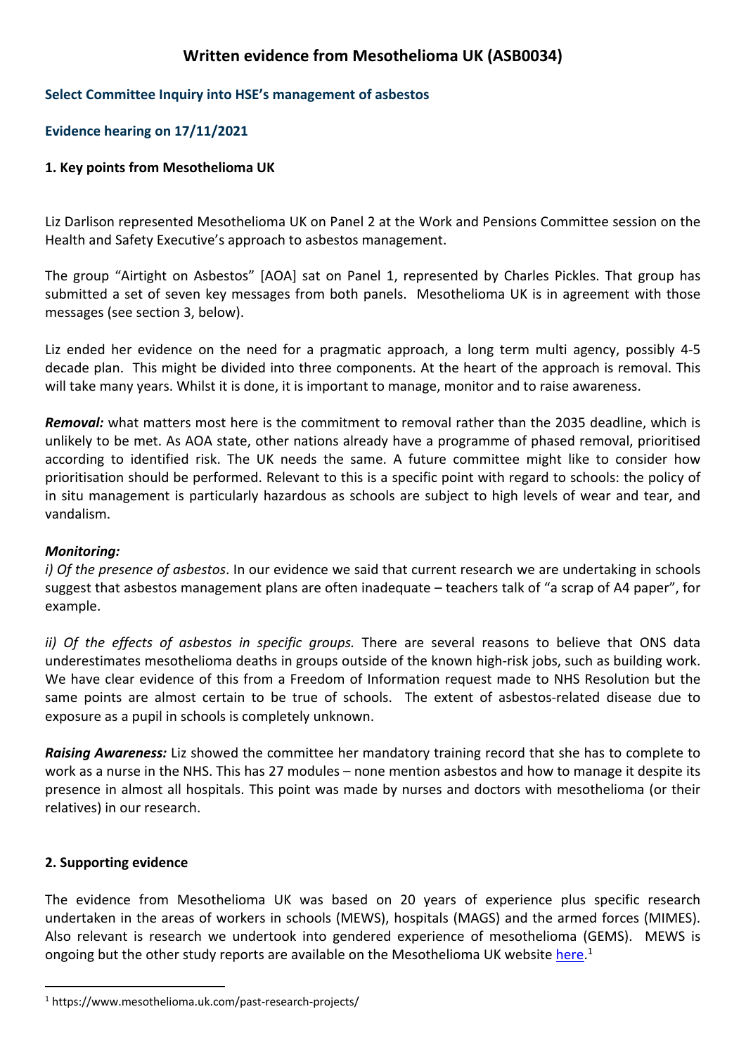# Written evidence from Mesothelioma UK (ASB0034)

### Select Committee Inquiry into HSE's management of asbestos

### Evidence hearing on 17/11/2021

### 1. Key points from Mesothelioma UK

Liz Darlison represented Mesothelioma UK on Panel 2 at the Work and Pensions Committee session on the Health and Safety Executive's approach to asbestos management.

The group "Airtight on Asbestos" [AOA] sat on Panel 1, represented by Charles Pickles. That group has submitted a set of seven key messages from both panels. Mesothelioma UK is in agreement with those messages (see section 3, below).

Liz ended her evidence on the need for a pragmatic approach, a long term multi agency, possibly 4-5 decade plan. This might be divided into three components. At the heart of the approach is removal. This will take many years. Whilst it is done, it is important to manage, monitor and to raise awareness.

***Removal:*** what matters most here is the commitment to removal rather than the 2035 deadline, which is unlikely to be met. As AOA state, other nations already have a programme of phased removal, prioritised according to identified risk. The UK needs the same. A future committee might like to consider how prioritisation should be performed. Relevant to this is a specific point with regard to schools: the policy of in situ management is particularly hazardous as schools are subject to high levels of wear and tear, and vandalism.

***Monitoring:***

*i) Of the presence of asbestos*. In our evidence we said that current research we are undertaking in schools suggest that asbestos management plans are often inadequate – teachers talk of "a scrap of A4 paper", for example.

*ii) Of the effects of asbestos in specific groups.* There are several reasons to believe that ONS data underestimates mesothelioma deaths in groups outside of the known high-risk jobs, such as building work. We have clear evidence of this from a Freedom of Information request made to NHS Resolution but the same points are almost certain to be true of schools. The extent of asbestos-related disease due to exposure as a pupil in schools is completely unknown.

***Raising Awareness:*** Liz showed the committee her mandatory training record that she has to complete to work as a nurse in the NHS. This has 27 modules – none mention asbestos and how to manage it despite its presence in almost all hospitals. This point was made by nurses and doctors with mesothelioma (or their relatives) in our research.

### 2. Supporting evidence

The evidence from Mesothelioma UK was based on 20 years of experience plus specific research undertaken in the areas of workers in schools (MEWS), hospitals (MAGS) and the armed forces (MIMES). Also relevant is research we undertook into gendered experience of mesothelioma (GEMS). MEWS is ongoing but the other study reports are available on the Mesothelioma UK website [here](https://www.mesothelioma.uk.com/past-research-projects/).[1]

[1] https://www.mesothelioma.uk.com/past-research-projects/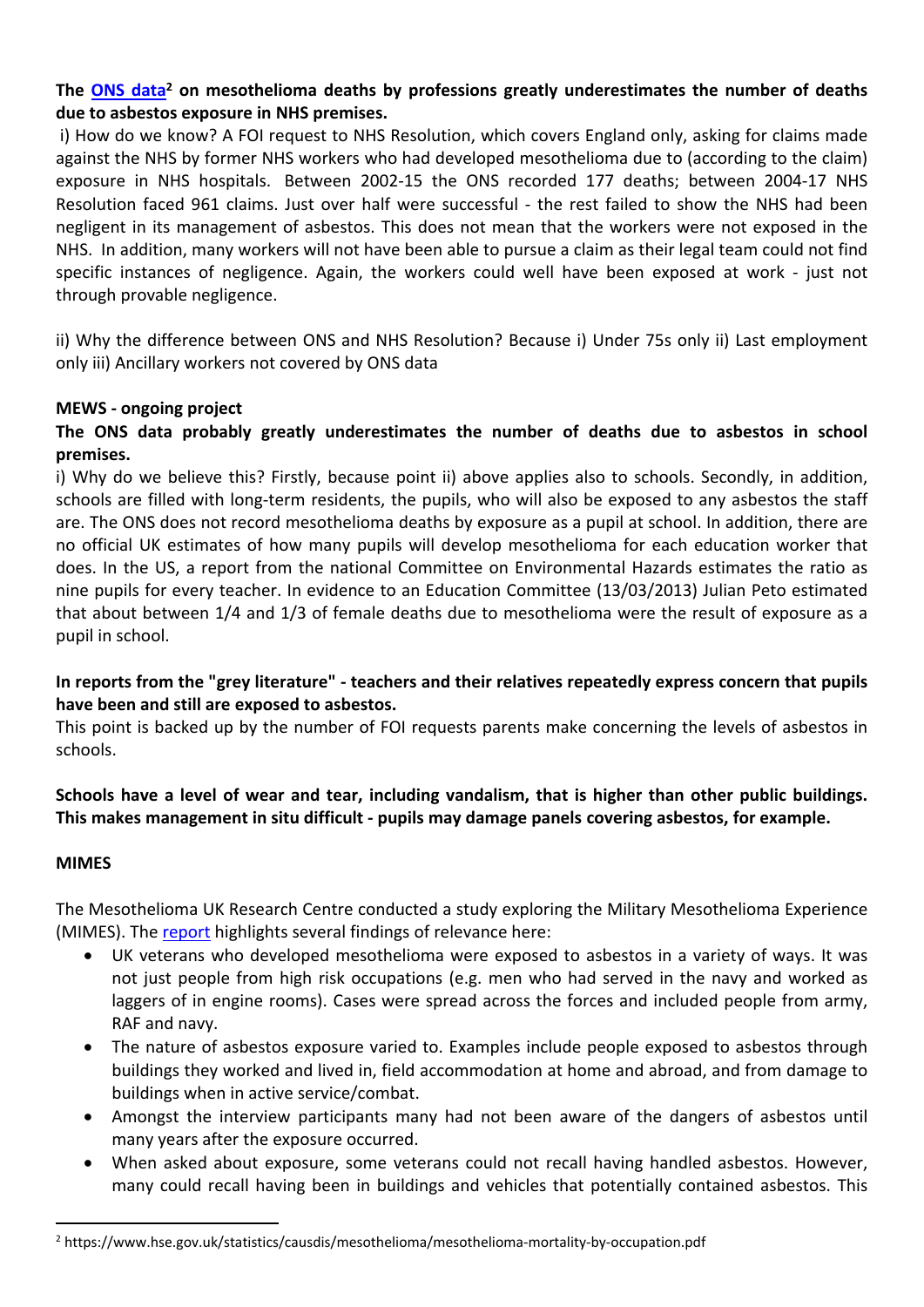**The [ONS data](https://www.hse.gov.uk/statistics/causdis/mesothelioma/mesothelioma-mortality-by-occupation.pdf)[2] on mesothelioma deaths by professions greatly underestimates the number of deaths due to asbestos exposure in NHS premises.**

i) How do we know? A FOI request to NHS Resolution, which covers England only, asking for claims made against the NHS by former NHS workers who had developed mesothelioma due to (according to the claim) exposure in NHS hospitals. Between 2002-15 the ONS recorded 177 deaths; between 2004-17 NHS Resolution faced 961 claims. Just over half were successful - the rest failed to show the NHS had been negligent in its management of asbestos. This does not mean that the workers were not exposed in the NHS. In addition, many workers will not have been able to pursue a claim as their legal team could not find specific instances of negligence. Again, the workers could well have been exposed at work - just not through provable negligence.

ii) Why the difference between ONS and NHS Resolution? Because i) Under 75s only ii) Last employment only iii) Ancillary workers not covered by ONS data

**MEWS - ongoing project**

**The ONS data probably greatly underestimates the number of deaths due to asbestos in school premises.**

i) Why do we believe this? Firstly, because point ii) above applies also to schools. Secondly, in addition, schools are filled with long-term residents, the pupils, who will also be exposed to any asbestos the staff are. The ONS does not record mesothelioma deaths by exposure as a pupil at school. In addition, there are no official UK estimates of how many pupils will develop mesothelioma for each education worker that does. In the US, a report from the national Committee on Environmental Hazards estimates the ratio as nine pupils for every teacher. In evidence to an Education Committee (13/03/2013) Julian Peto estimated that about between 1/4 and 1/3 of female deaths due to mesothelioma were the result of exposure as a pupil in school.

**In reports from the "grey literature" - teachers and their relatives repeatedly express concern that pupils have been and still are exposed to asbestos.**

This point is backed up by the number of FOI requests parents make concerning the levels of asbestos in schools.

**Schools have a level of wear and tear, including vandalism, that is higher than other public buildings. This makes management in situ difficult - pupils may damage panels covering asbestos, for example.**

**MIMES**

The Mesothelioma UK Research Centre conducted a study exploring the Military Mesothelioma Experience (MIMES). The [report](report) highlights several findings of relevance here:

- UK veterans who developed mesothelioma were exposed to asbestos in a variety of ways. It was not just people from high risk occupations (e.g. men who had served in the navy and worked as laggers of in engine rooms). Cases were spread across the forces and included people from army, RAF and navy.
- The nature of asbestos exposure varied to. Examples include people exposed to asbestos through buildings they worked and lived in, field accommodation at home and abroad, and from damage to buildings when in active service/combat.
- Amongst the interview participants many had not been aware of the dangers of asbestos until many years after the exposure occurred.
- When asked about exposure, some veterans could not recall having handled asbestos. However, many could recall having been in buildings and vehicles that potentially contained asbestos. This

[2] https://www.hse.gov.uk/statistics/causdis/mesothelioma/mesothelioma-mortality-by-occupation.pdf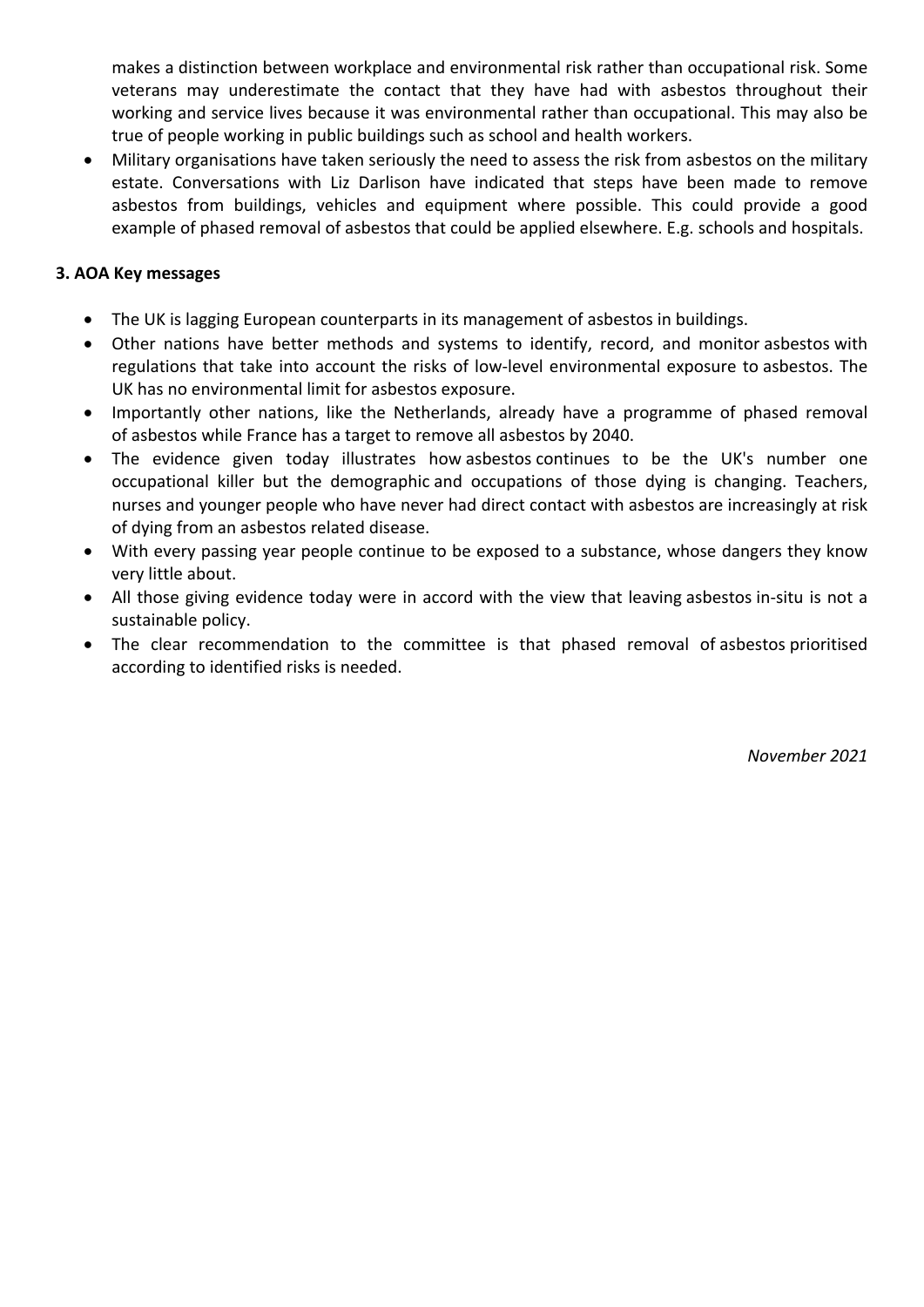makes a distinction between workplace and environmental risk rather than occupational risk. Some veterans may underestimate the contact that they have had with asbestos throughout their working and service lives because it was environmental rather than occupational. This may also be true of people working in public buildings such as school and health workers.

- Military organisations have taken seriously the need to assess the risk from asbestos on the military estate. Conversations with Liz Darlison have indicated that steps have been made to remove asbestos from buildings, vehicles and equipment where possible. This could provide a good example of phased removal of asbestos that could be applied elsewhere. E.g. schools and hospitals.

**3. AOA Key messages**

- The UK is lagging European counterparts in its management of asbestos in buildings.
- Other nations have better methods and systems to identify, record, and monitor asbestos with regulations that take into account the risks of low-level environmental exposure to asbestos. The UK has no environmental limit for asbestos exposure.
- Importantly other nations, like the Netherlands, already have a programme of phased removal of asbestos while France has a target to remove all asbestos by 2040.
- The evidence given today illustrates how asbestos continues to be the UK's number one occupational killer but the demographic and occupations of those dying is changing. Teachers, nurses and younger people who have never had direct contact with asbestos are increasingly at risk of dying from an asbestos related disease.
- With every passing year people continue to be exposed to a substance, whose dangers they know very little about.
- All those giving evidence today were in accord with the view that leaving asbestos in-situ is not a sustainable policy.
- The clear recommendation to the committee is that phased removal of asbestos prioritised according to identified risks is needed.

*November 2021*